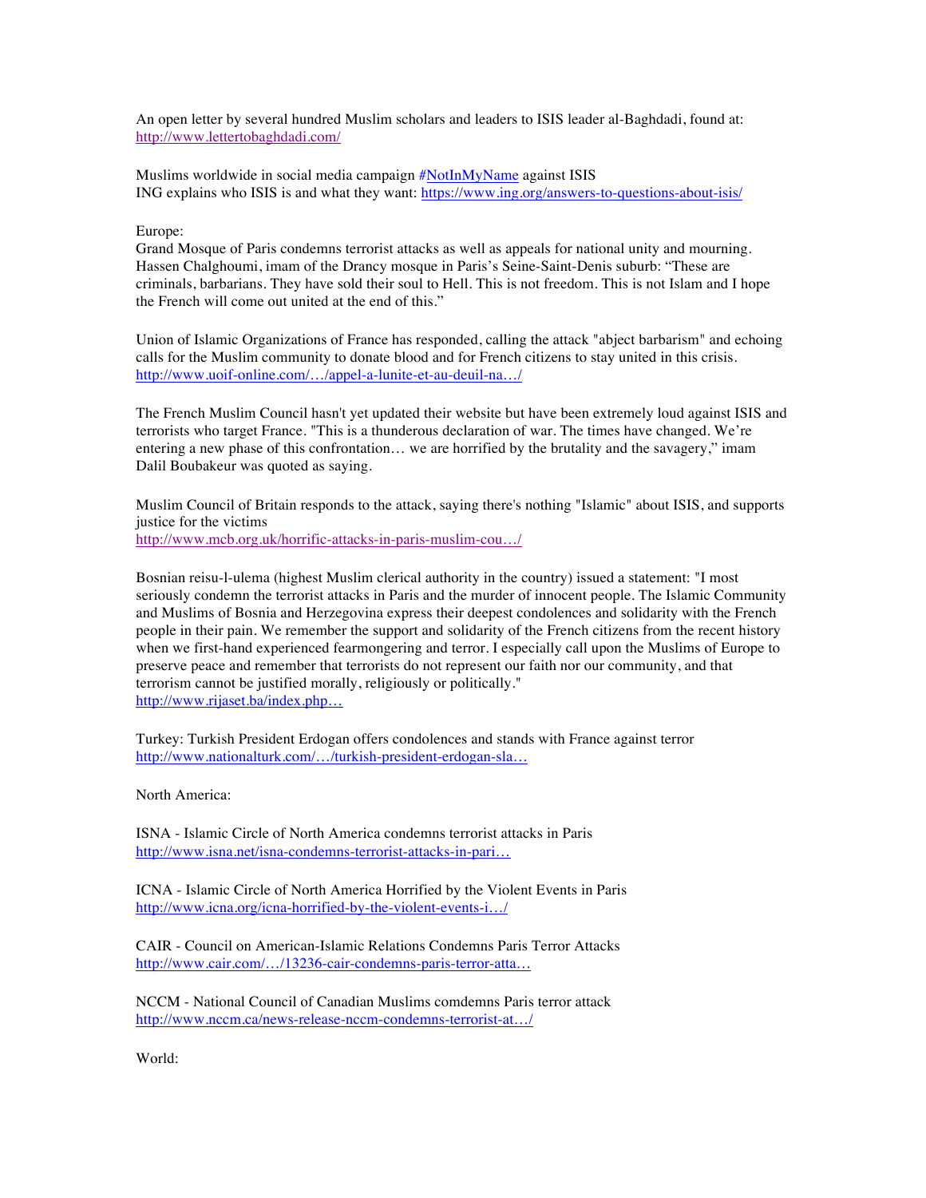An open letter by several hundred Muslim scholars and leaders to ISIS leader al-Baghdadi, found at: http://www.lettertobaghdadi.com/

Muslims worldwide in social media campaign #NotInMyName against ISIS
ING explains who ISIS is and what they want: https://www.ing.org/answers-to-questions-about-isis/

Europe:
Grand Mosque of Paris condemns terrorist attacks as well as appeals for national unity and mourning.
Hassen Chalghoumi, imam of the Drancy mosque in Paris's Seine-Saint-Denis suburb: "These are criminals, barbarians. They have sold their soul to Hell. This is not freedom. This is not Islam and I hope the French will come out united at the end of this."

Union of Islamic Organizations of France has responded, calling the attack "abject barbarism" and echoing calls for the Muslim community to donate blood and for French citizens to stay united in this crisis.
http://www.uoif-online.com/…/appel-a-lunite-et-au-deuil-na…/

The French Muslim Council hasn't yet updated their website but have been extremely loud against ISIS and terrorists who target France. "This is a thunderous declaration of war. The times have changed. We're entering a new phase of this confrontation… we are horrified by the brutality and the savagery," imam Dalil Boubakeur was quoted as saying.

Muslim Council of Britain responds to the attack, saying there's nothing "Islamic" about ISIS, and supports justice for the victims
http://www.mcb.org.uk/horrific-attacks-in-paris-muslim-cou…/

Bosnian reisu-l-ulema (highest Muslim clerical authority in the country) issued a statement: "I most seriously condemn the terrorist attacks in Paris and the murder of innocent people. The Islamic Community and Muslims of Bosnia and Herzegovina express their deepest condolences and solidarity with the French people in their pain. We remember the support and solidarity of the French citizens from the recent history when we first-hand experienced fearmongering and terror. I especially call upon the Muslims of Europe to preserve peace and remember that terrorists do not represent our faith nor our community, and that terrorism cannot be justified morally, religiously or politically."
http://www.rijaset.ba/index.php…

Turkey: Turkish President Erdogan offers condolences and stands with France against terror
http://www.nationalturk.com/…/turkish-president-erdogan-sla…

North America:

ISNA - Islamic Circle of North America condemns terrorist attacks in Paris
http://www.isna.net/isna-condemns-terrorist-attacks-in-pari…

ICNA - Islamic Circle of North America Horrified by the Violent Events in Paris
http://www.icna.org/icna-horrified-by-the-violent-events-i…/

CAIR - Council on American-Islamic Relations Condemns Paris Terror Attacks
http://www.cair.com/…/13236-cair-condemns-paris-terror-atta…

NCCM - National Council of Canadian Muslims comdemns Paris terror attack
http://www.nccm.ca/news-release-nccm-condemns-terrorist-at…/

World: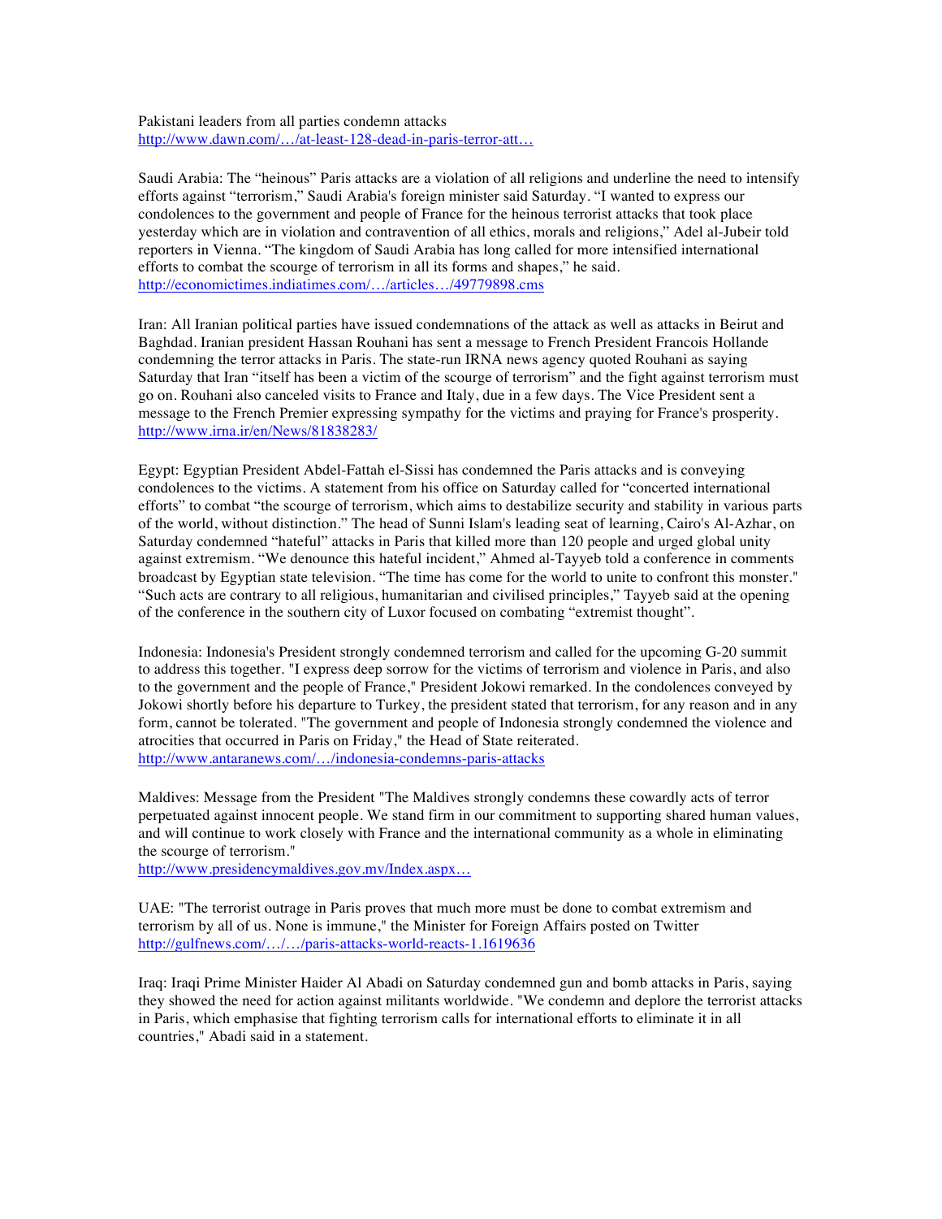Pakistani leaders from all parties condemn attacks
http://www.dawn.com/…/at-least-128-dead-in-paris-terror-att…

Saudi Arabia: The "heinous" Paris attacks are a violation of all religions and underline the need to intensify efforts against "terrorism," Saudi Arabia's foreign minister said Saturday. "I wanted to express our condolences to the government and people of France for the heinous terrorist attacks that took place yesterday which are in violation and contravention of all ethics, morals and religions," Adel al-Jubeir told reporters in Vienna. "The kingdom of Saudi Arabia has long called for more intensified international efforts to combat the scourge of terrorism in all its forms and shapes," he said.
http://economictimes.indiatimes.com/…/articles…/49779898.cms

Iran: All Iranian political parties have issued condemnations of the attack as well as attacks in Beirut and Baghdad. Iranian president Hassan Rouhani has sent a message to French President Francois Hollande condemning the terror attacks in Paris. The state-run IRNA news agency quoted Rouhani as saying Saturday that Iran "itself has been a victim of the scourge of terrorism" and the fight against terrorism must go on. Rouhani also canceled visits to France and Italy, due in a few days. The Vice President sent a message to the French Premier expressing sympathy for the victims and praying for France's prosperity.
http://www.irna.ir/en/News/81838283/

Egypt: Egyptian President Abdel-Fattah el-Sissi has condemned the Paris attacks and is conveying condolences to the victims. A statement from his office on Saturday called for "concerted international efforts" to combat "the scourge of terrorism, which aims to destabilize security and stability in various parts of the world, without distinction." The head of Sunni Islam's leading seat of learning, Cairo's Al-Azhar, on Saturday condemned "hateful" attacks in Paris that killed more than 120 people and urged global unity against extremism. "We denounce this hateful incident," Ahmed al-Tayyeb told a conference in comments broadcast by Egyptian state television. "The time has come for the world to unite to confront this monster." "Such acts are contrary to all religious, humanitarian and civilised principles," Tayyeb said at the opening of the conference in the southern city of Luxor focused on combating "extremist thought".

Indonesia: Indonesia's President strongly condemned terrorism and called for the upcoming G-20 summit to address this together. "I express deep sorrow for the victims of terrorism and violence in Paris, and also to the government and the people of France," President Jokowi remarked. In the condolences conveyed by Jokowi shortly before his departure to Turkey, the president stated that terrorism, for any reason and in any form, cannot be tolerated. "The government and people of Indonesia strongly condemned the violence and atrocities that occurred in Paris on Friday," the Head of State reiterated.
http://www.antaranews.com/…/indonesia-condemns-paris-attacks

Maldives: Message from the President "The Maldives strongly condemns these cowardly acts of terror perpetuated against innocent people. We stand firm in our commitment to supporting shared human values, and will continue to work closely with France and the international community as a whole in eliminating the scourge of terrorism."
http://www.presidencymaldives.gov.mv/Index.aspx…

UAE: "The terrorist outrage in Paris proves that much more must be done to combat extremism and terrorism by all of us. None is immune," the Minister for Foreign Affairs posted on Twitter
http://gulfnews.com/…/…/paris-attacks-world-reacts-1.1619636

Iraq: Iraqi Prime Minister Haider Al Abadi on Saturday condemned gun and bomb attacks in Paris, saying they showed the need for action against militants worldwide. "We condemn and deplore the terrorist attacks in Paris, which emphasise that fighting terrorism calls for international efforts to eliminate it in all countries," Abadi said in a statement.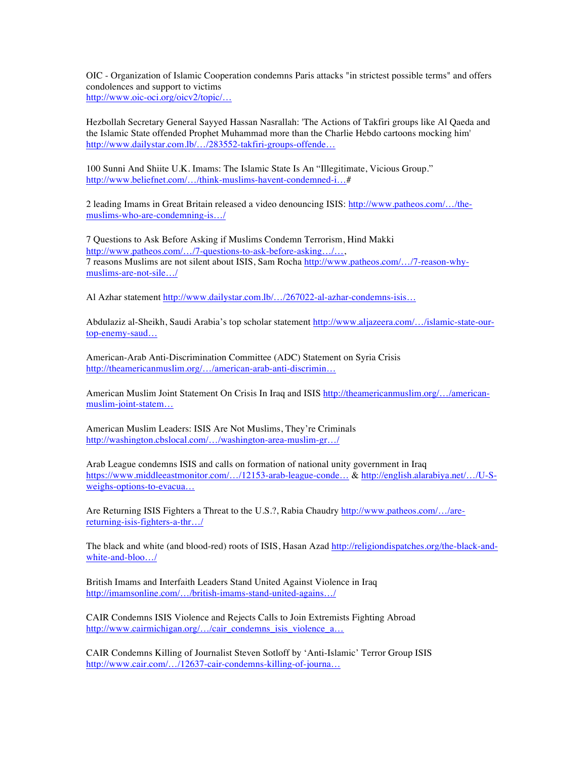OIC - Organization of Islamic Cooperation condemns Paris attacks "in strictest possible terms" and offers condolences and support to victims
http://www.oic-oci.org/oicv2/topic/…

Hezbollah Secretary General Sayyed Hassan Nasrallah: 'The Actions of Takfiri groups like Al Qaeda and the Islamic State offended Prophet Muhammad more than the Charlie Hebdo cartoons mocking him'
http://www.dailystar.com.lb/…/283552-takfiri-groups-offende…

100 Sunni And Shiite U.K. Imams: The Islamic State Is An "Illegitimate, Vicious Group."
http://www.beliefnet.com/…/think-muslims-havent-condemned-i…#

2 leading Imams in Great Britain released a video denouncing ISIS: http://www.patheos.com/…/the-muslims-who-are-condemning-is…/

7 Questions to Ask Before Asking if Muslims Condemn Terrorism, Hind Makki
http://www.patheos.com/…/7-questions-to-ask-before-asking…/…,
7 reasons Muslims are not silent about ISIS, Sam Rocha http://www.patheos.com/…/7-reason-why-muslims-are-not-sile…/

Al Azhar statement http://www.dailystar.com.lb/…/267022-al-azhar-condemns-isis…

Abdulaziz al-Sheikh, Saudi Arabia's top scholar statement http://www.aljazeera.com/…/islamic-state-our-top-enemy-saud…

American-Arab Anti-Discrimination Committee (ADC) Statement on Syria Crisis
http://theamericanmuslim.org/…/american-arab-anti-discrimin…

American Muslim Joint Statement On Crisis In Iraq and ISIS http://theamericanmuslim.org/…/american-muslim-joint-statem…

American Muslim Leaders: ISIS Are Not Muslims, They're Criminals
http://washington.cbslocal.com/…/washington-area-muslim-gr…/

Arab League condemns ISIS and calls on formation of national unity government in Iraq
https://www.middleeastmonitor.com/…/12153-arab-league-conde… & http://english.alarabiya.net/…/U-S-weighs-options-to-evacua…

Are Returning ISIS Fighters a Threat to the U.S.?, Rabia Chaudry http://www.patheos.com/…/are-returning-isis-fighters-a-thr…/

The black and white (and blood-red) roots of ISIS, Hasan Azad http://religiondispatches.org/the-black-and-white-and-bloo…/

British Imams and Interfaith Leaders Stand United Against Violence in Iraq
http://imamsonline.com/…/british-imams-stand-united-agains…/

CAIR Condemns ISIS Violence and Rejects Calls to Join Extremists Fighting Abroad
http://www.cairmichigan.org/…/cair_condemns_isis_violence_a…

CAIR Condemns Killing of Journalist Steven Sotloff by 'Anti-Islamic' Terror Group ISIS
http://www.cair.com/…/12637-cair-condemns-killing-of-journa…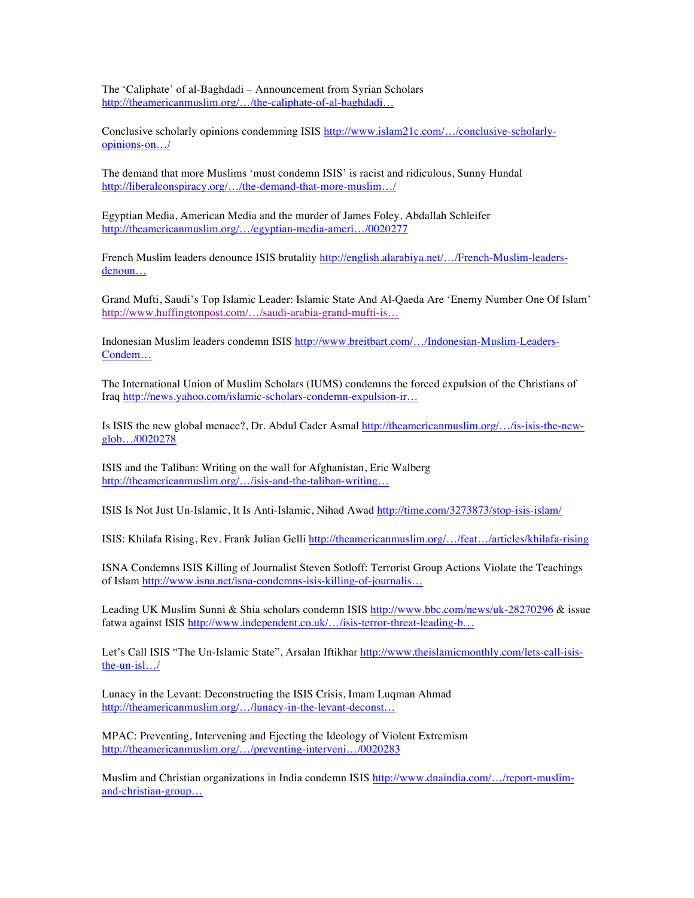The 'Caliphate' of al-Baghdadi – Announcement from Syrian Scholars http://theamericanmuslim.org/…/the-caliphate-of-al-baghdadi…

Conclusive scholarly opinions condemning ISIS http://www.islam21c.com/…/conclusive-scholarly-opinions-on…/

The demand that more Muslims 'must condemn ISIS' is racist and ridiculous, Sunny Hundal http://liberalconspiracy.org/…/the-demand-that-more-muslim…/

Egyptian Media, American Media and the murder of James Foley, Abdallah Schleifer http://theamericanmuslim.org/…/egyptian-media-ameri…/0020277

French Muslim leaders denounce ISIS brutality http://english.alarabiya.net/…/French-Muslim-leaders-denoun…

Grand Mufti, Saudi's Top Islamic Leader: Islamic State And Al-Qaeda Are 'Enemy Number One Of Islam' http://www.huffingtonpost.com/…/saudi-arabia-grand-mufti-is…

Indonesian Muslim leaders condemn ISIS http://www.breitbart.com/…/Indonesian-Muslim-Leaders-Condem…

The International Union of Muslim Scholars (IUMS) condemns the forced expulsion of the Christians of Iraq http://news.yahoo.com/islamic-scholars-condemn-expulsion-ir…

Is ISIS the new global menace?, Dr. Abdul Cader Asmal http://theamericanmuslim.org/…/is-isis-the-new-glob…/0020278

ISIS and the Taliban: Writing on the wall for Afghanistan, Eric Walberg http://theamericanmuslim.org/…/isis-and-the-taliban-writing…

ISIS Is Not Just Un-Islamic, It Is Anti-Islamic, Nihad Awad http://time.com/3273873/stop-isis-islam/

ISIS: Khilafa Rising, Rev. Frank Julian Gelli http://theamericanmuslim.org/…/feat…/articles/khilafa-rising

ISNA Condemns ISIS Killing of Journalist Steven Sotloff: Terrorist Group Actions Violate the Teachings of Islam http://www.isna.net/isna-condemns-isis-killing-of-journalis…

Leading UK Muslim Sunni & Shia scholars condemn ISIS http://www.bbc.com/news/uk-28270296 & issue fatwa against ISIS http://www.independent.co.uk/…/isis-terror-threat-leading-b…

Let's Call ISIS "The Un-Islamic State", Arsalan Iftikhar http://www.theislamicmonthly.com/lets-call-isis-the-un-isl…/

Lunacy in the Levant: Deconstructing the ISIS Crisis, Imam Luqman Ahmad http://theamericanmuslim.org/…/lunacy-in-the-levant-deconst…

MPAC: Preventing, Intervening and Ejecting the Ideology of Violent Extremism http://theamericanmuslim.org/…/preventing-interveni…/0020283

Muslim and Christian organizations in India condemn ISIS http://www.dnaindia.com/…/report-muslim-and-christian-group…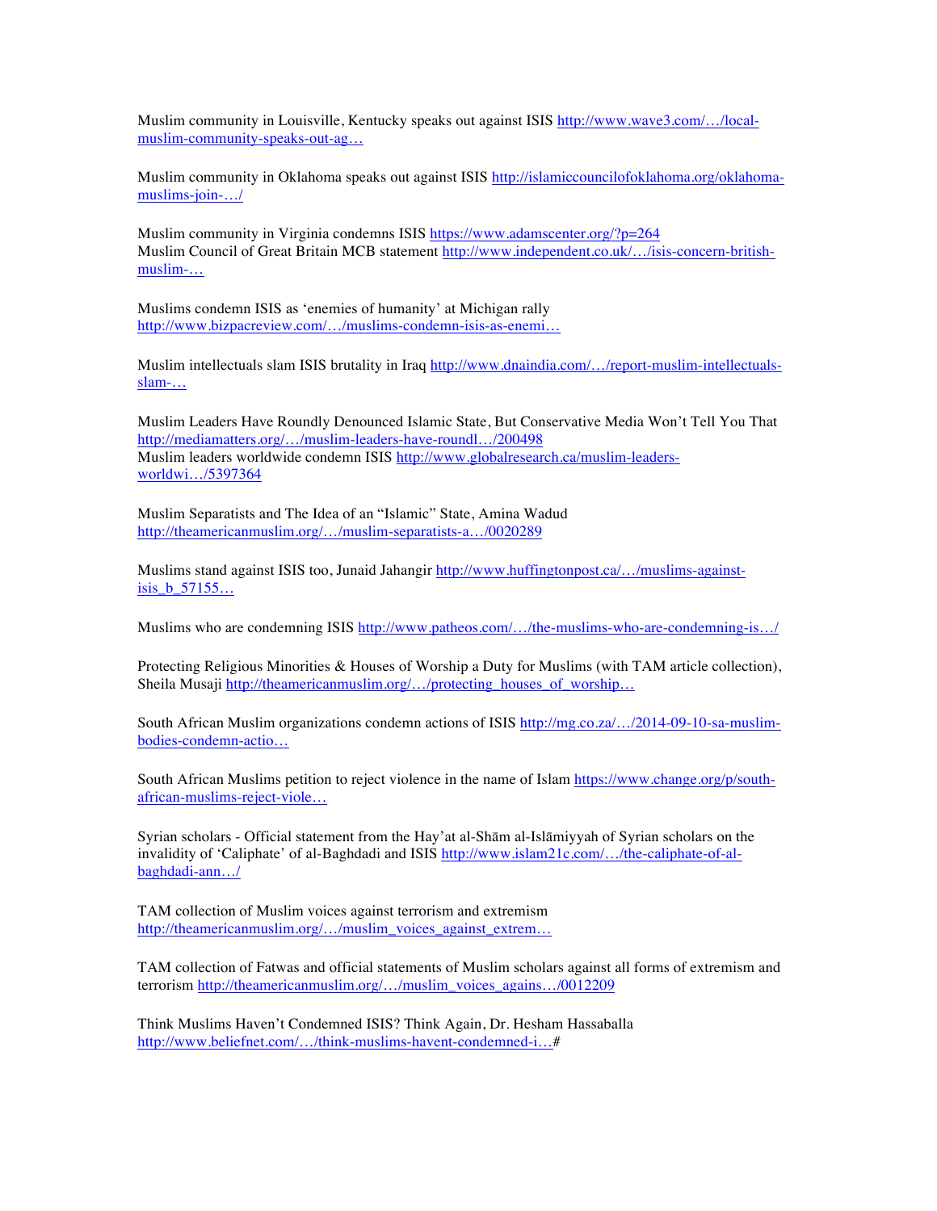Muslim community in Louisville, Kentucky speaks out against ISIS http://www.wave3.com/…/local-muslim-community-speaks-out-ag…

Muslim community in Oklahoma speaks out against ISIS http://islamiccouncilofoklahoma.org/oklahoma-muslims-join-…/

Muslim community in Virginia condemns ISIS https://www.adamscenter.org/?p=264
Muslim Council of Great Britain MCB statement http://www.independent.co.uk/…/isis-concern-british-muslim-…

Muslims condemn ISIS as 'enemies of humanity' at Michigan rally
http://www.bizpacreview.com/…/muslims-condemn-isis-as-enemi…

Muslim intellectuals slam ISIS brutality in Iraq http://www.dnaindia.com/…/report-muslim-intellectuals-slam-…

Muslim Leaders Have Roundly Denounced Islamic State, But Conservative Media Won't Tell You That
http://mediamatters.org/…/muslim-leaders-have-roundl…/200498
Muslim leaders worldwide condemn ISIS http://www.globalresearch.ca/muslim-leaders-worldwi…/5397364

Muslim Separatists and The Idea of an "Islamic" State, Amina Wadud
http://theamericanmuslim.org/…/muslim-separatists-a…/0020289

Muslims stand against ISIS too, Junaid Jahangir http://www.huffingtonpost.ca/…/muslims-against-isis_b_57155…

Muslims who are condemning ISIS http://www.patheos.com/…/the-muslims-who-are-condemning-is…/

Protecting Religious Minorities & Houses of Worship a Duty for Muslims (with TAM article collection), Sheila Musaji http://theamericanmuslim.org/…/protecting_houses_of_worship…

South African Muslim organizations condemn actions of ISIS http://mg.co.za/…/2014-09-10-sa-muslim-bodies-condemn-actio…

South African Muslims petition to reject violence in the name of Islam https://www.change.org/p/south-african-muslims-reject-viole…

Syrian scholars - Official statement from the Hay'at al-Shām al-Islāmiyyah of Syrian scholars on the invalidity of 'Caliphate' of al-Baghdadi and ISIS http://www.islam21c.com/…/the-caliphate-of-al-baghdadi-ann…/

TAM collection of Muslim voices against terrorism and extremism
http://theamericanmuslim.org/…/muslim_voices_against_extrem…

TAM collection of Fatwas and official statements of Muslim scholars against all forms of extremism and terrorism http://theamericanmuslim.org/…/muslim_voices_agains…/0012209

Think Muslims Haven't Condemned ISIS? Think Again, Dr. Hesham Hassaballa
http://www.beliefnet.com/…/think-muslims-havent-condemned-i…#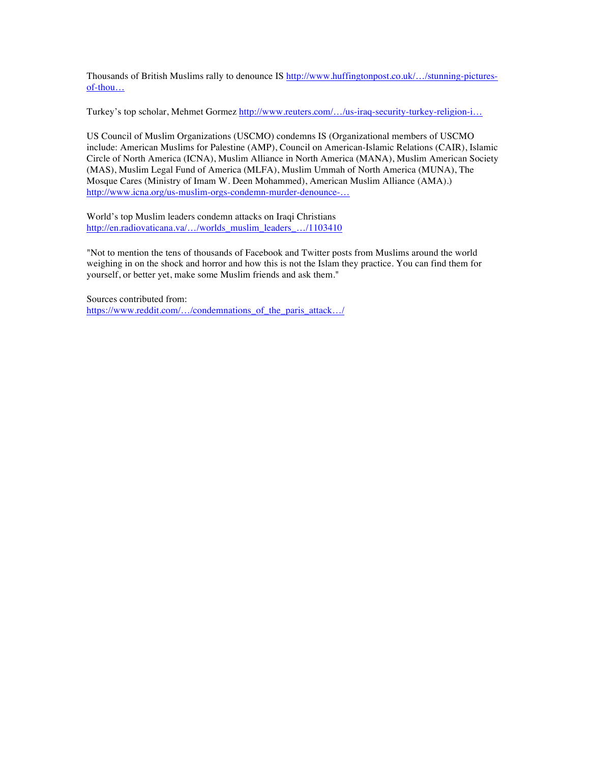Thousands of British Muslims rally to denounce IS http://www.huffingtonpost.co.uk/…/stunning-pictures-of-thou…

Turkey's top scholar, Mehmet Gormez http://www.reuters.com/…/us-iraq-security-turkey-religion-i…

US Council of Muslim Organizations (USCMO) condemns IS (Organizational members of USCMO include: American Muslims for Palestine (AMP), Council on American-Islamic Relations (CAIR), Islamic Circle of North America (ICNA), Muslim Alliance in North America (MANA), Muslim American Society (MAS), Muslim Legal Fund of America (MLFA), Muslim Ummah of North America (MUNA), The Mosque Cares (Ministry of Imam W. Deen Mohammed), American Muslim Alliance (AMA).) http://www.icna.org/us-muslim-orgs-condemn-murder-denounce-…

World's top Muslim leaders condemn attacks on Iraqi Christians http://en.radiovaticana.va/…/worlds_muslim_leaders_…/1103410

"Not to mention the tens of thousands of Facebook and Twitter posts from Muslims around the world weighing in on the shock and horror and how this is not the Islam they practice. You can find them for yourself, or better yet, make some Muslim friends and ask them."

Sources contributed from:
https://www.reddit.com/…/condemnations_of_the_paris_attack…/